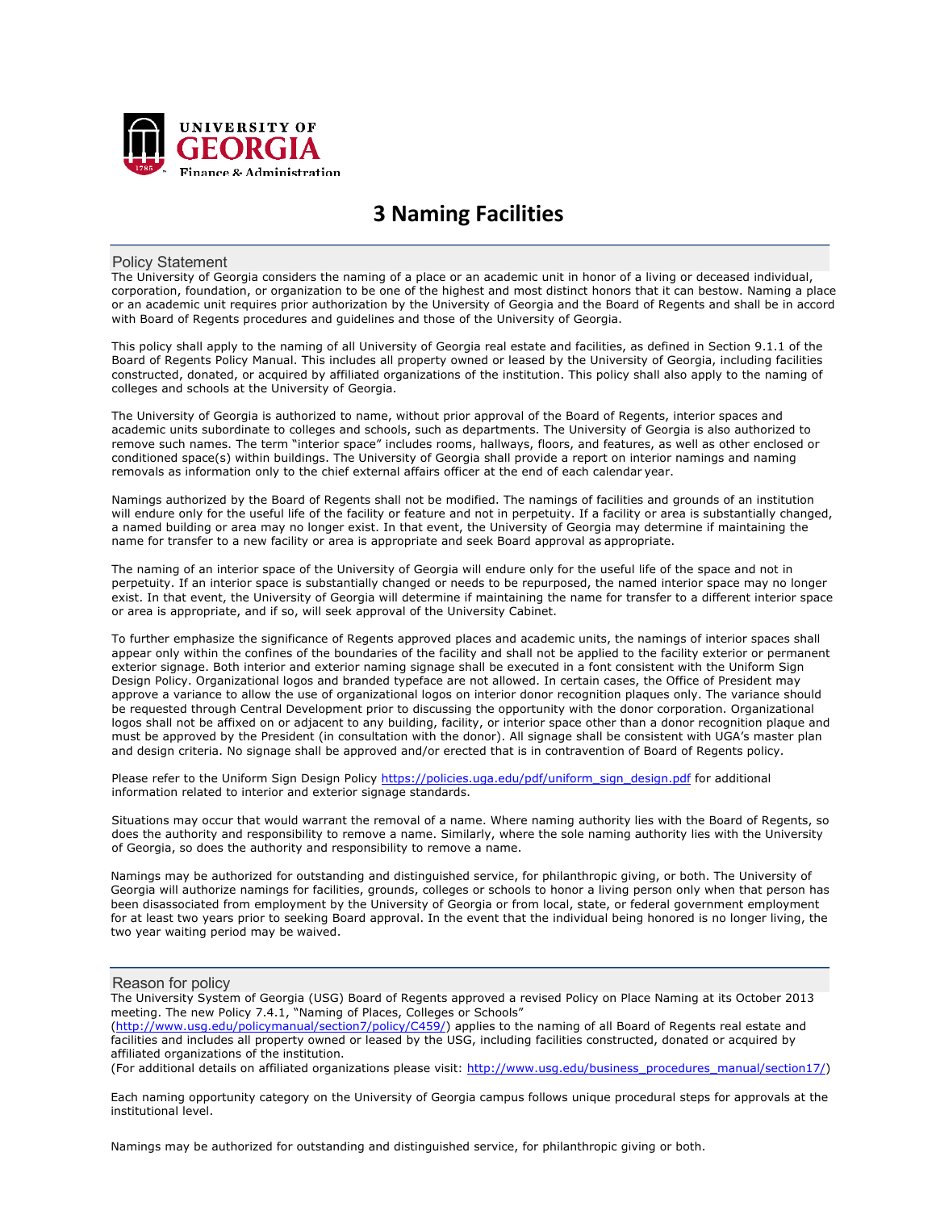# 3 Naming Facilities

## Policy Statement

The University of Georgia considers the naming of a place or an academic unit in honor of a living or deceased individual, corporation, foundation, or organization to be one of the highest and most distinct honors that it can bestow. Naming a place or an academic unit requires prior authorization by the University of Georgia and the Board of Regents and shall be in accord with Board of Regents procedures and guidelines and those of the University of Georgia.

This policy shall apply to the naming of all University of Georgia real estate and facilities, as defined in Section 9.1.1 of the Board of Regents Policy Manual. This includes all property owned or leased by the University of Georgia, including facilities constructed, donated, or acquired by affiliated organizations of the institution. This policy shall also apply to the naming of colleges and schools at the University of Georgia.

The University of Georgia is authorized to name, without prior approval of the Board of Regents, interior spaces and academic units subordinate to colleges and schools, such as departments. The University of Georgia is also authorized to remove such names. The term "interior space" includes rooms, hallways, floors, and features, as well as other enclosed or conditioned space(s) within buildings. The University of Georgia shall provide a report on interior namings and naming removals as information only to the chief external affairs officer at the end of each calendar year.

Namings authorized by the Board of Regents shall not be modified. The namings of facilities and grounds of an institution will endure only for the useful life of the facility or feature and not in perpetuity. If a facility or area is substantially changed, a named building or area may no longer exist. In that event, the University of Georgia may determine if maintaining the name for transfer to a new facility or area is appropriate and seek Board approval as appropriate.

The naming of an interior space of the University of Georgia will endure only for the useful life of the space and not in perpetuity. If an interior space is substantially changed or needs to be repurposed, the named interior space may no longer exist. In that event, the University of Georgia will determine if maintaining the name for transfer to a different interior space or area is appropriate, and if so, will seek approval of the University Cabinet.

To further emphasize the significance of Regents approved places and academic units, the namings of interior spaces shall appear only within the confines of the boundaries of the facility and shall not be applied to the facility exterior or permanent exterior signage. Both interior and exterior naming signage shall be executed in a font consistent with the Uniform Sign Design Policy. Organizational logos and branded typeface are not allowed. In certain cases, the Office of President may approve a variance to allow the use of organizational logos on interior donor recognition plaques only. The variance should be requested through Central Development prior to discussing the opportunity with the donor corporation. Organizational logos shall not be affixed on or adjacent to any building, facility, or interior space other than a donor recognition plaque and must be approved by the President (in consultation with the donor). All signage shall be consistent with UGA's master plan and design criteria. No signage shall be approved and/or erected that is in contravention of Board of Regents policy.

Please refer to the Uniform Sign Design Policy https://policies.uga.edu/pdf/uniform_sign_design.pdf for additional information related to interior and exterior signage standards.

Situations may occur that would warrant the removal of a name. Where naming authority lies with the Board of Regents, so does the authority and responsibility to remove a name. Similarly, where the sole naming authority lies with the University of Georgia, so does the authority and responsibility to remove a name.

Namings may be authorized for outstanding and distinguished service, for philanthropic giving, or both. The University of Georgia will authorize namings for facilities, grounds, colleges or schools to honor a living person only when that person has been disassociated from employment by the University of Georgia or from local, state, or federal government employment for at least two years prior to seeking Board approval. In the event that the individual being honored is no longer living, the two year waiting period may be waived.

## Reason for policy

The University System of Georgia (USG) Board of Regents approved a revised Policy on Place Naming at its October 2013 meeting. The new Policy 7.4.1, "Naming of Places, Colleges or Schools" (http://www.usg.edu/policymanual/section7/policy/C459/) applies to the naming of all Board of Regents real estate and facilities and includes all property owned or leased by the USG, including facilities constructed, donated or acquired by affiliated organizations of the institution.
(For additional details on affiliated organizations please visit: http://www.usg.edu/business_procedures_manual/section17/)

Each naming opportunity category on the University of Georgia campus follows unique procedural steps for approvals at the institutional level.

Namings may be authorized for outstanding and distinguished service, for philanthropic giving or both.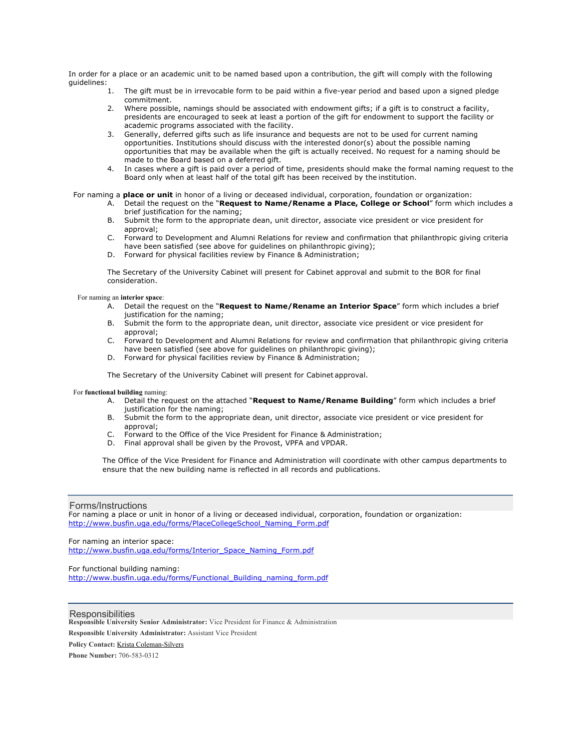In order for a place or an academic unit to be named based upon a contribution, the gift will comply with the following guidelines:

1. The gift must be in irrevocable form to be paid within a five-year period and based upon a signed pledge commitment.
2. Where possible, namings should be associated with endowment gifts; if a gift is to construct a facility, presidents are encouraged to seek at least a portion of the gift for endowment to support the facility or academic programs associated with the facility.
3. Generally, deferred gifts such as life insurance and bequests are not to be used for current naming opportunities. Institutions should discuss with the interested donor(s) about the possible naming opportunities that may be available when the gift is actually received. No request for a naming should be made to the Board based on a deferred gift.
4. In cases where a gift is paid over a period of time, presidents should make the formal naming request to the Board only when at least half of the total gift has been received by the institution.

For naming a **place or unit** in honor of a living or deceased individual, corporation, foundation or organization:

A. Detail the request on the "**Request to Name/Rename a Place, College or School**" form which includes a brief justification for the naming;
B. Submit the form to the appropriate dean, unit director, associate vice president or vice president for approval;
C. Forward to Development and Alumni Relations for review and confirmation that philanthropic giving criteria have been satisfied (see above for guidelines on philanthropic giving);
D. Forward for physical facilities review by Finance & Administration;

The Secretary of the University Cabinet will present for Cabinet approval and submit to the BOR for final consideration.

For naming an **interior space**:

A. Detail the request on the "**Request to Name/Rename an Interior Space**" form which includes a brief justification for the naming;
B. Submit the form to the appropriate dean, unit director, associate vice president or vice president for approval;
C. Forward to Development and Alumni Relations for review and confirmation that philanthropic giving criteria have been satisfied (see above for guidelines on philanthropic giving);
D. Forward for physical facilities review by Finance & Administration;

The Secretary of the University Cabinet will present for Cabinet approval.

For **functional building** naming:

A. Detail the request on the attached "**Request to Name/Rename Building**" form which includes a brief justification for the naming;
B. Submit the form to the appropriate dean, unit director, associate vice president or vice president for approval;
C. Forward to the Office of the Vice President for Finance & Administration;
D. Final approval shall be given by the Provost, VPFA and VPDAR.

The Office of the Vice President for Finance and Administration will coordinate with other campus departments to ensure that the new building name is reflected in all records and publications.

## Forms/Instructions

For naming a place or unit in honor of a living or deceased individual, corporation, foundation or organization:
http://www.busfin.uga.edu/forms/PlaceCollegeSchool_Naming_Form.pdf

For naming an interior space:
http://www.busfin.uga.edu/forms/Interior_Space_Naming_Form.pdf

For functional building naming:
http://www.busfin.uga.edu/forms/Functional_Building_naming_form.pdf

## Responsibilities

**Responsible University Senior Administrator:** Vice President for Finance & Administration

**Responsible University Administrator:** Assistant Vice President

**Policy Contact:** Krista Coleman-Silvers

**Phone Number:** 706-583-0312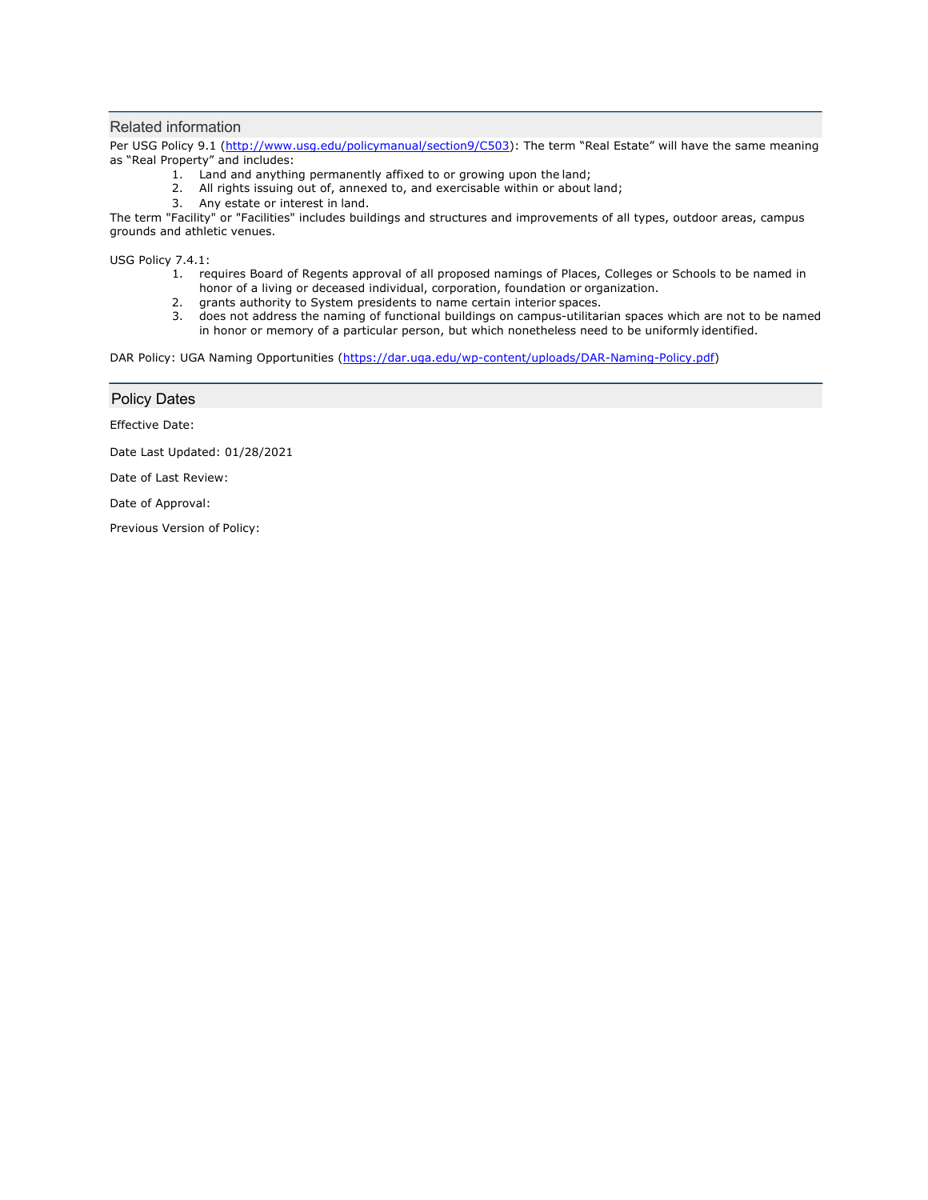## Related information

Per USG Policy 9.1 (http://www.usg.edu/policymanual/section9/C503): The term "Real Estate" will have the same meaning as "Real Property" and includes:

1. Land and anything permanently affixed to or growing upon the land;
2. All rights issuing out of, annexed to, and exercisable within or about land;
3. Any estate or interest in land.

The term "Facility" or "Facilities" includes buildings and structures and improvements of all types, outdoor areas, campus grounds and athletic venues.

USG Policy 7.4.1:

1. requires Board of Regents approval of all proposed namings of Places, Colleges or Schools to be named in honor of a living or deceased individual, corporation, foundation or organization.
2. grants authority to System presidents to name certain interior spaces.
3. does not address the naming of functional buildings on campus-utilitarian spaces which are not to be named in honor or memory of a particular person, but which nonetheless need to be uniformly identified.

DAR Policy: UGA Naming Opportunities (https://dar.uga.edu/wp-content/uploads/DAR-Naming-Policy.pdf)

## Policy Dates

Effective Date:

Date Last Updated: 01/28/2021

Date of Last Review:

Date of Approval:

Previous Version of Policy: